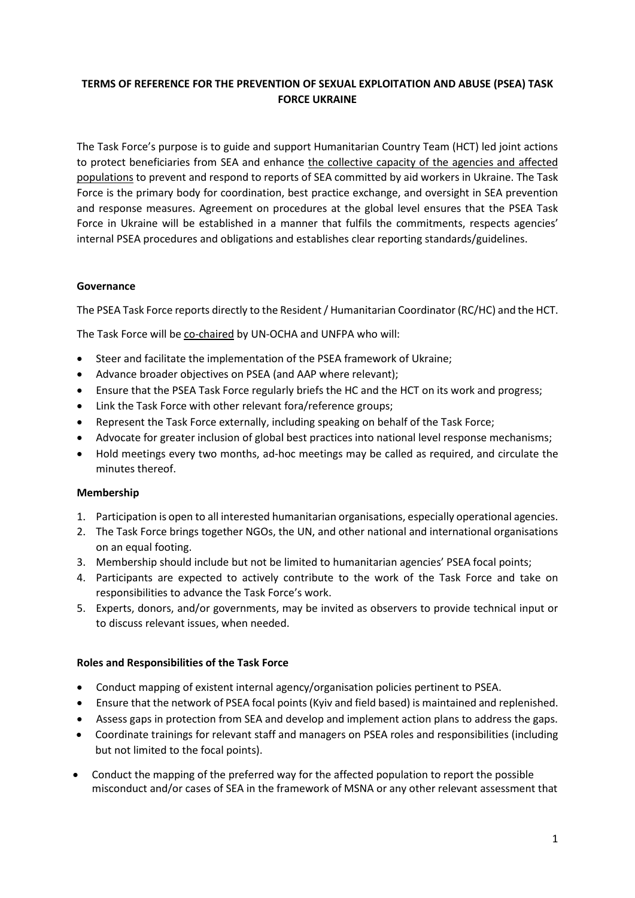# TERMS OF REFERENCE FOR THE PREVENTION OF SEXUAL EXPLOITATION AND ABUSE (PSEA) TASK FORCE UKRAINE

The Task Force's purpose is to guide and support Humanitarian Country Team (HCT) led joint actions to protect beneficiaries from SEA and enhance <u>the collective capacity of the agencies and affected populations</u> to prevent and respond to reports of SEA committed by aid workers in Ukraine. The Task Force is the primary body for coordination, best practice exchange, and oversight in SEA prevention and response measures. Agreement on procedures at the global level ensures that the PSEA Task Force in Ukraine will be established in a manner that fulfils the commitments, respects agencies' internal PSEA procedures and obligations and establishes clear reporting standards/guidelines.

## Governance

The PSEA Task Force reports directly to the Resident / Humanitarian Coordinator (RC/HC) and the HCT.

The Task Force will be <u>co-chaired</u> by UN-OCHA and UNFPA who will:

- Steer and facilitate the implementation of the PSEA framework of Ukraine;
- Advance broader objectives on PSEA (and AAP where relevant);
- Ensure that the PSEA Task Force regularly briefs the HC and the HCT on its work and progress;
- Link the Task Force with other relevant fora/reference groups;
- Represent the Task Force externally, including speaking on behalf of the Task Force;
- Advocate for greater inclusion of global best practices into national level response mechanisms;
- Hold meetings every two months, ad-hoc meetings may be called as required, and circulate the minutes thereof.

## Membership

1. Participation is open to all interested humanitarian organisations, especially operational agencies.
2. The Task Force brings together NGOs, the UN, and other national and international organisations on an equal footing.
3. Membership should include but not be limited to humanitarian agencies' PSEA focal points;
4. Participants are expected to actively contribute to the work of the Task Force and take on responsibilities to advance the Task Force's work.
5. Experts, donors, and/or governments, may be invited as observers to provide technical input or to discuss relevant issues, when needed.

## Roles and Responsibilities of the Task Force

- Conduct mapping of existent internal agency/organisation policies pertinent to PSEA.
- Ensure that the network of PSEA focal points (Kyiv and field based) is maintained and replenished.
- Assess gaps in protection from SEA and develop and implement action plans to address the gaps.
- Coordinate trainings for relevant staff and managers on PSEA roles and responsibilities (including but not limited to the focal points).
- Conduct the mapping of the preferred way for the affected population to report the possible misconduct and/or cases of SEA in the framework of MSNA or any other relevant assessment that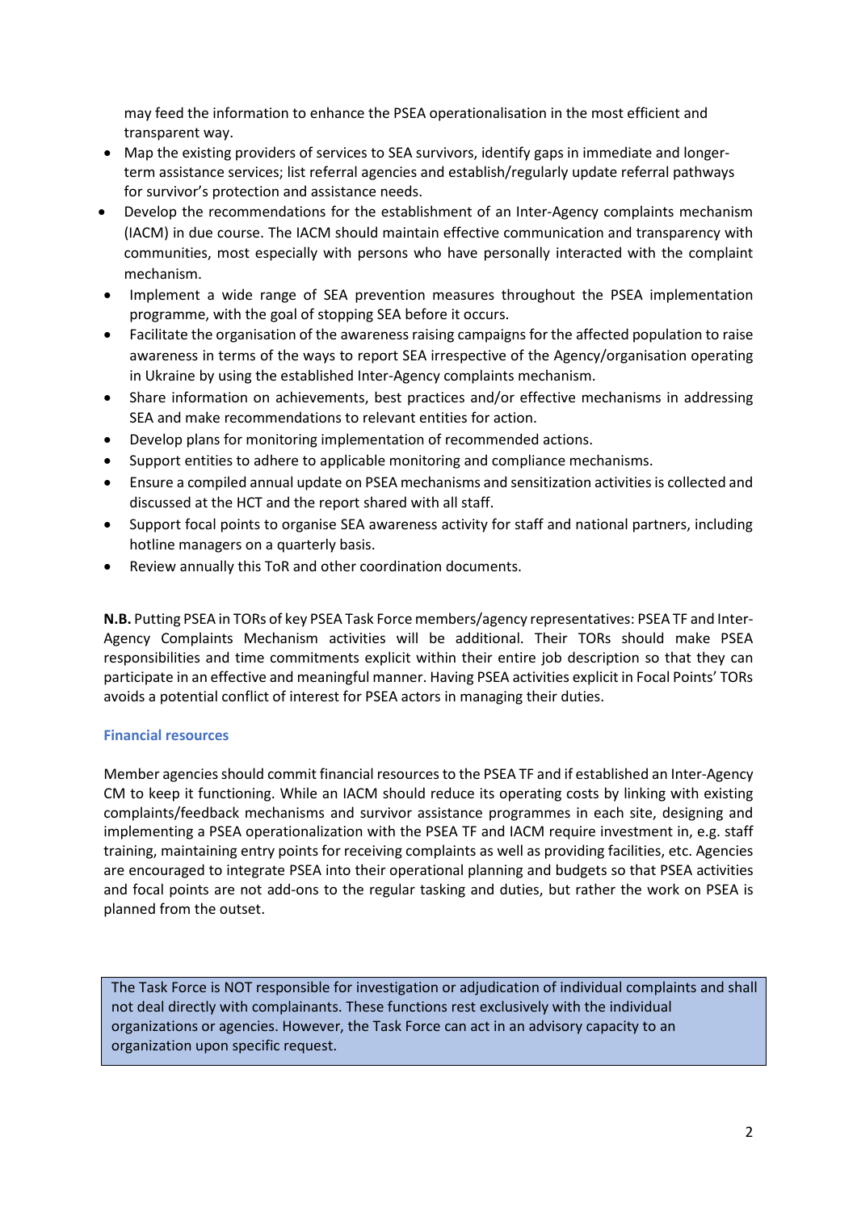may feed the information to enhance the PSEA operationalisation in the most efficient and transparent way.

- Map the existing providers of services to SEA survivors, identify gaps in immediate and longer-term assistance services; list referral agencies and establish/regularly update referral pathways for survivor's protection and assistance needs.
- Develop the recommendations for the establishment of an Inter-Agency complaints mechanism (IACM) in due course. The IACM should maintain effective communication and transparency with communities, most especially with persons who have personally interacted with the complaint mechanism.
- Implement a wide range of SEA prevention measures throughout the PSEA implementation programme, with the goal of stopping SEA before it occurs.
- Facilitate the organisation of the awareness raising campaigns for the affected population to raise awareness in terms of the ways to report SEA irrespective of the Agency/organisation operating in Ukraine by using the established Inter-Agency complaints mechanism.
- Share information on achievements, best practices and/or effective mechanisms in addressing SEA and make recommendations to relevant entities for action.
- Develop plans for monitoring implementation of recommended actions.
- Support entities to adhere to applicable monitoring and compliance mechanisms.
- Ensure a compiled annual update on PSEA mechanisms and sensitization activities is collected and discussed at the HCT and the report shared with all staff.
- Support focal points to organise SEA awareness activity for staff and national partners, including hotline managers on a quarterly basis.
- Review annually this ToR and other coordination documents.

**N.B.** Putting PSEA in TORs of key PSEA Task Force members/agency representatives: PSEA TF and Inter-Agency Complaints Mechanism activities will be additional. Their TORs should make PSEA responsibilities and time commitments explicit within their entire job description so that they can participate in an effective and meaningful manner. Having PSEA activities explicit in Focal Points' TORs avoids a potential conflict of interest for PSEA actors in managing their duties.

### Financial resources

Member agencies should commit financial resources to the PSEA TF and if established an Inter-Agency CM to keep it functioning. While an IACM should reduce its operating costs by linking with existing complaints/feedback mechanisms and survivor assistance programmes in each site, designing and implementing a PSEA operationalization with the PSEA TF and IACM require investment in, e.g. staff training, maintaining entry points for receiving complaints as well as providing facilities, etc. Agencies are encouraged to integrate PSEA into their operational planning and budgets so that PSEA activities and focal points are not add-ons to the regular tasking and duties, but rather the work on PSEA is planned from the outset.

> The Task Force is NOT responsible for investigation or adjudication of individual complaints and shall not deal directly with complainants. These functions rest exclusively with the individual organizations or agencies. However, the Task Force can act in an advisory capacity to an organization upon specific request.